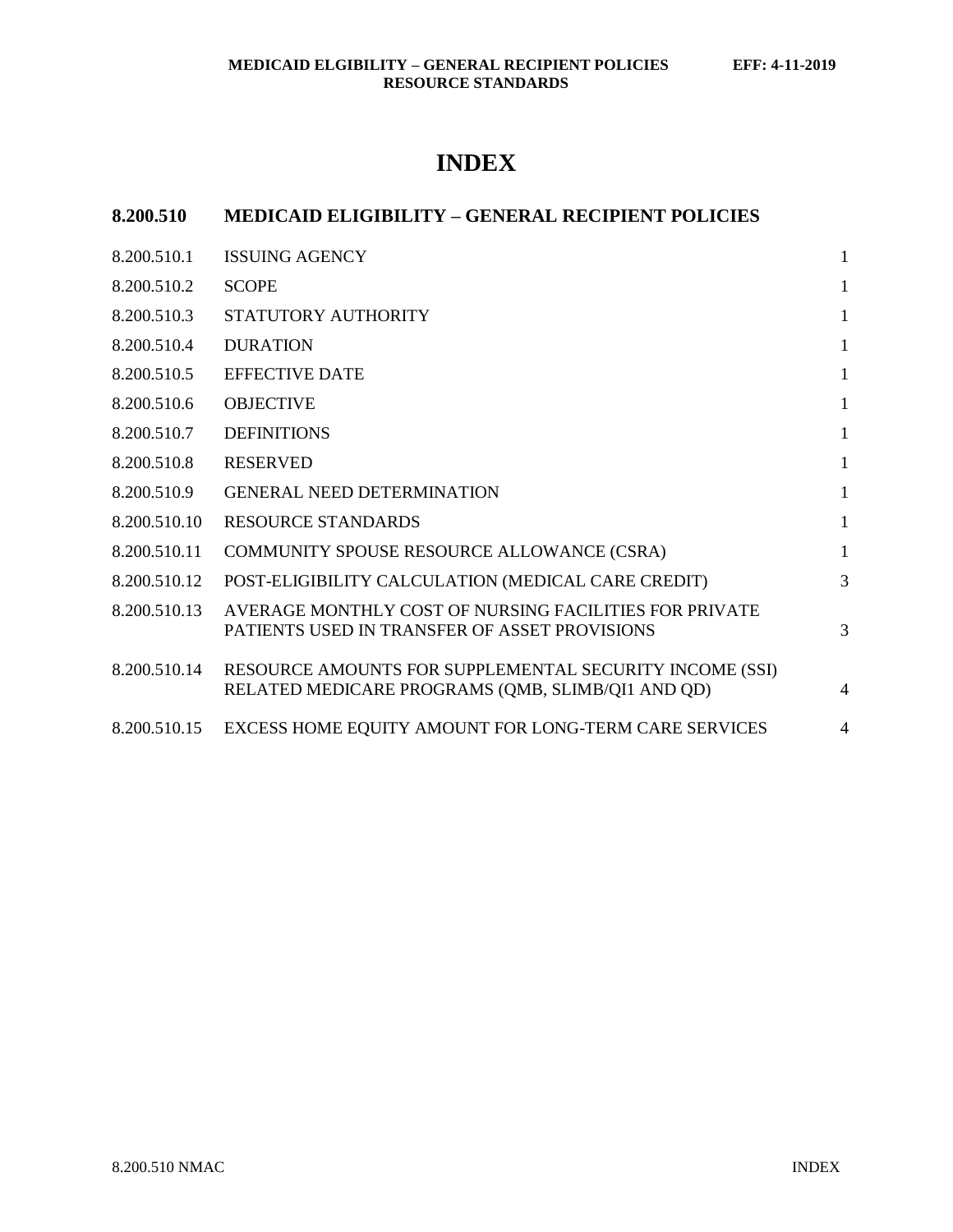# INDEX

## 8.200.510 MEDICAID ELIGIBILITY – GENERAL RECIPIENT POLICIES

| | | |
|---|---|---|
| 8.200.510.1 | ISSUING AGENCY | 1 |
| 8.200.510.2 | SCOPE | 1 |
| 8.200.510.3 | STATUTORY AUTHORITY | 1 |
| 8.200.510.4 | DURATION | 1 |
| 8.200.510.5 | EFFECTIVE DATE | 1 |
| 8.200.510.6 | OBJECTIVE | 1 |
| 8.200.510.7 | DEFINITIONS | 1 |
| 8.200.510.8 | RESERVED | 1 |
| 8.200.510.9 | GENERAL NEED DETERMINATION | 1 |
| 8.200.510.10 | RESOURCE STANDARDS | 1 |
| 8.200.510.11 | COMMUNITY SPOUSE RESOURCE ALLOWANCE (CSRA) | 1 |
| 8.200.510.12 | POST-ELIGIBILITY CALCULATION (MEDICAL CARE CREDIT) | 3 |
| 8.200.510.13 | AVERAGE MONTHLY COST OF NURSING FACILITIES FOR PRIVATE PATIENTS USED IN TRANSFER OF ASSET PROVISIONS | 3 |
| 8.200.510.14 | RESOURCE AMOUNTS FOR SUPPLEMENTAL SECURITY INCOME (SSI) RELATED MEDICARE PROGRAMS (QMB, SLIMB/QI1 AND QD) | 4 |
| 8.200.510.15 | EXCESS HOME EQUITY AMOUNT FOR LONG-TERM CARE SERVICES | 4 |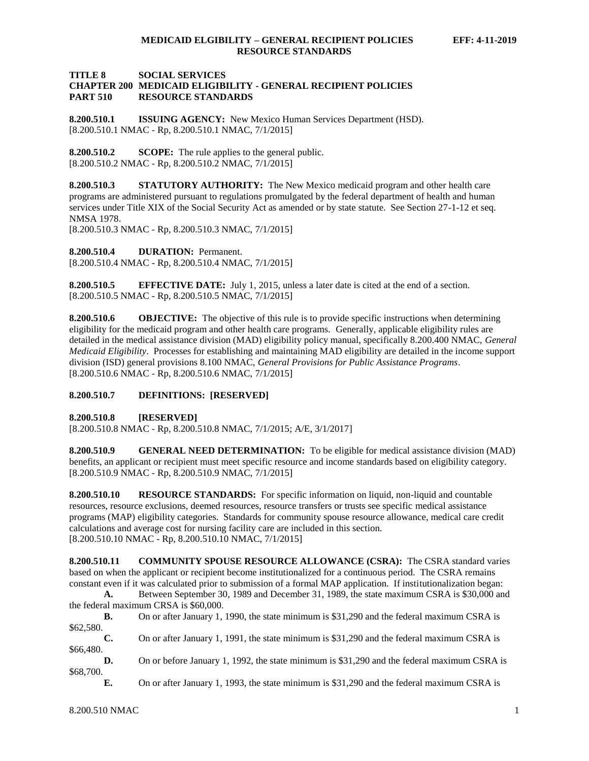**TITLE 8 SOCIAL SERVICES**
**CHAPTER 200 MEDICAID ELIGIBILITY - GENERAL RECIPIENT POLICIES**
**PART 510 RESOURCE STANDARDS**

**8.200.510.1 ISSUING AGENCY:** New Mexico Human Services Department (HSD).
[8.200.510.1 NMAC - Rp, 8.200.510.1 NMAC, 7/1/2015]

**8.200.510.2 SCOPE:** The rule applies to the general public.
[8.200.510.2 NMAC - Rp, 8.200.510.2 NMAC, 7/1/2015]

**8.200.510.3 STATUTORY AUTHORITY:** The New Mexico medicaid program and other health care programs are administered pursuant to regulations promulgated by the federal department of health and human services under Title XIX of the Social Security Act as amended or by state statute. See Section 27-1-12 et seq. NMSA 1978.
[8.200.510.3 NMAC - Rp, 8.200.510.3 NMAC, 7/1/2015]

**8.200.510.4 DURATION:** Permanent.
[8.200.510.4 NMAC - Rp, 8.200.510.4 NMAC, 7/1/2015]

**8.200.510.5 EFFECTIVE DATE:** July 1, 2015, unless a later date is cited at the end of a section.
[8.200.510.5 NMAC - Rp, 8.200.510.5 NMAC, 7/1/2015]

**8.200.510.6 OBJECTIVE:** The objective of this rule is to provide specific instructions when determining eligibility for the medicaid program and other health care programs. Generally, applicable eligibility rules are detailed in the medical assistance division (MAD) eligibility policy manual, specifically 8.200.400 NMAC, *General Medicaid Eligibility*. Processes for establishing and maintaining MAD eligibility are detailed in the income support division (ISD) general provisions 8.100 NMAC, *General Provisions for Public Assistance Programs*.
[8.200.510.6 NMAC - Rp, 8.200.510.6 NMAC, 7/1/2015]

**8.200.510.7 DEFINITIONS: [RESERVED]**

**8.200.510.8 [RESERVED]**
[8.200.510.8 NMAC - Rp, 8.200.510.8 NMAC, 7/1/2015; A/E, 3/1/2017]

**8.200.510.9 GENERAL NEED DETERMINATION:** To be eligible for medical assistance division (MAD) benefits, an applicant or recipient must meet specific resource and income standards based on eligibility category.
[8.200.510.9 NMAC - Rp, 8.200.510.9 NMAC, 7/1/2015]

**8.200.510.10 RESOURCE STANDARDS:** For specific information on liquid, non-liquid and countable resources, resource exclusions, deemed resources, resource transfers or trusts see specific medical assistance programs (MAP) eligibility categories. Standards for community spouse resource allowance, medical care credit calculations and average cost for nursing facility care are included in this section.
[8.200.510.10 NMAC - Rp, 8.200.510.10 NMAC, 7/1/2015]

**8.200.510.11 COMMUNITY SPOUSE RESOURCE ALLOWANCE (CSRA):** The CSRA standard varies based on when the applicant or recipient become institutionalized for a continuous period. The CSRA remains constant even if it was calculated prior to submission of a formal MAP application. If institutionalization began:

**A.** Between September 30, 1989 and December 31, 1989, the state maximum CSRA is $30,000 and the federal maximum CRSA is $60,000.

**B.** On or after January 1, 1990, the state minimum is $31,290 and the federal maximum CSRA is $62,580.

**C.** On or after January 1, 1991, the state minimum is $31,290 and the federal maximum CSRA is $66,480.

**D.** On or before January 1, 1992, the state minimum is $31,290 and the federal maximum CSRA is $68,700.

**E.** On or after January 1, 1993, the state minimum is $31,290 and the federal maximum CSRA is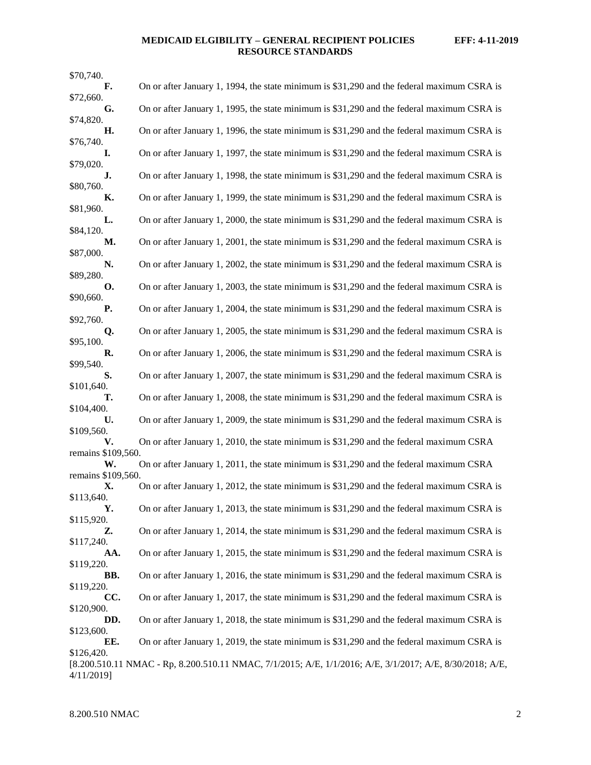$70,740.

**F.** On or after January 1, 1994, the state minimum is $31,290 and the federal maximum CSRA is $72,660.

**G.** On or after January 1, 1995, the state minimum is $31,290 and the federal maximum CSRA is $74,820.

**H.** On or after January 1, 1996, the state minimum is $31,290 and the federal maximum CSRA is $76,740.

**I.** On or after January 1, 1997, the state minimum is $31,290 and the federal maximum CSRA is $79,020.

**J.** On or after January 1, 1998, the state minimum is $31,290 and the federal maximum CSRA is $80,760.

**K.** On or after January 1, 1999, the state minimum is $31,290 and the federal maximum CSRA is $81,960.

**L.** On or after January 1, 2000, the state minimum is $31,290 and the federal maximum CSRA is $84,120.

**M.** On or after January 1, 2001, the state minimum is $31,290 and the federal maximum CSRA is $87,000.

**N.** On or after January 1, 2002, the state minimum is $31,290 and the federal maximum CSRA is $89,280.

**O.** On or after January 1, 2003, the state minimum is $31,290 and the federal maximum CSRA is $90,660.

**P.** On or after January 1, 2004, the state minimum is $31,290 and the federal maximum CSRA is $92,760.

**Q.** On or after January 1, 2005, the state minimum is $31,290 and the federal maximum CSRA is $95,100.

**R.** On or after January 1, 2006, the state minimum is $31,290 and the federal maximum CSRA is $99,540.

**S.** On or after January 1, 2007, the state minimum is $31,290 and the federal maximum CSRA is $101,640.

**T.** On or after January 1, 2008, the state minimum is $31,290 and the federal maximum CSRA is $104,400.

**U.** On or after January 1, 2009, the state minimum is $31,290 and the federal maximum CSRA is $109,560.

**V.** On or after January 1, 2010, the state minimum is $31,290 and the federal maximum CSRA remains $109,560.

**W.** On or after January 1, 2011, the state minimum is $31,290 and the federal maximum CSRA remains $109,560.

**X.** On or after January 1, 2012, the state minimum is $31,290 and the federal maximum CSRA is $113,640.

**Y.** On or after January 1, 2013, the state minimum is $31,290 and the federal maximum CSRA is $115,920.

**Z.** On or after January 1, 2014, the state minimum is $31,290 and the federal maximum CSRA is $117,240.

**AA.** On or after January 1, 2015, the state minimum is $31,290 and the federal maximum CSRA is $119,220.

**BB.** On or after January 1, 2016, the state minimum is $31,290 and the federal maximum CSRA is $119,220.

**CC.** On or after January 1, 2017, the state minimum is $31,290 and the federal maximum CSRA is $120,900.

**DD.** On or after January 1, 2018, the state minimum is $31,290 and the federal maximum CSRA is $123,600.

**EE.** On or after January 1, 2019, the state minimum is $31,290 and the federal maximum CSRA is $126,420.

[8.200.510.11 NMAC - Rp, 8.200.510.11 NMAC, 7/1/2015; A/E, 1/1/2016; A/E, 3/1/2017; A/E, 8/30/2018; A/E, 4/11/2019]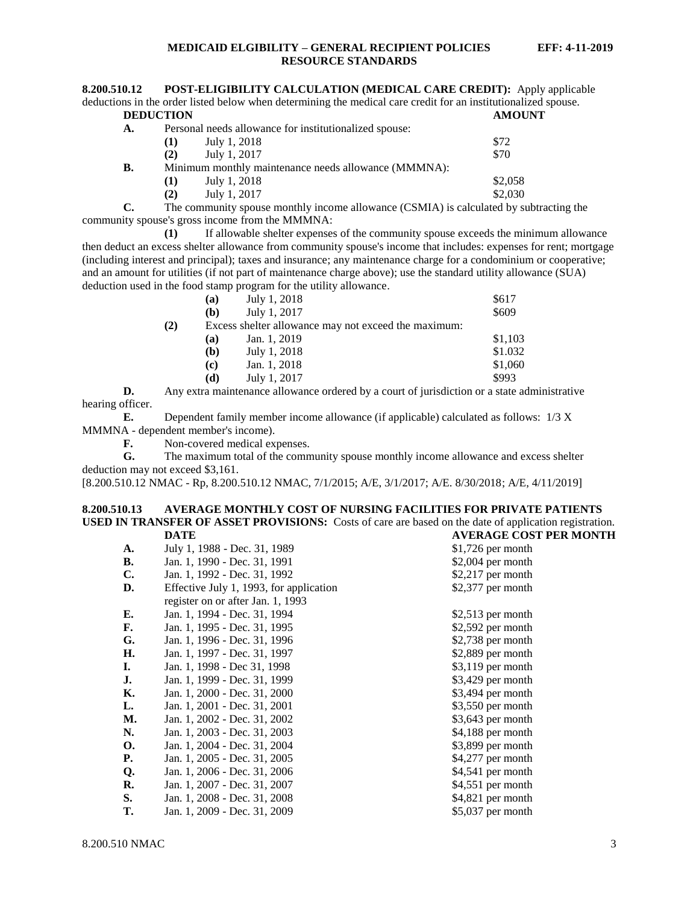**8.200.510.12 POST-ELIGIBILITY CALCULATION (MEDICAL CARE CREDIT):** Apply applicable deductions in the order listed below when determining the medical care credit for an institutionalized spouse.

| **DEDUCTION** | **AMOUNT** |
|---|---|
| **A.** Personal needs allowance for institutionalized spouse: | |
| **(1)** July 1, 2018 | $72 |
| **(2)** July 1, 2017 | $70 |
| **B.** Minimum monthly maintenance needs allowance (MMMNA): | |
| **(1)** July 1, 2018 | $2,058 |
| **(2)** July 1, 2017 | $2,030 |

**C.** The community spouse monthly income allowance (CSMIA) is calculated by subtracting the community spouse's gross income from the MMMNA:

**(1)** If allowable shelter expenses of the community spouse exceeds the minimum allowance then deduct an excess shelter allowance from community spouse's income that includes: expenses for rent; mortgage (including interest and principal); taxes and insurance; any maintenance charge for a condominium or cooperative; and an amount for utilities (if not part of maintenance charge above); use the standard utility allowance (SUA) deduction used in the food stamp program for the utility allowance.

| | |
|---|---|
| **(a)** July 1, 2018 | $617 |
| **(b)** July 1, 2017 | $609 |

**(2)** Excess shelter allowance may not exceed the maximum:

| | |
|---|---|
| **(a)** Jan. 1, 2019 | $1,103 |
| **(b)** July 1, 2018 | $1.032 |
| **(c)** Jan. 1, 2018 | $1,060 |
| **(d)** July 1, 2017 | $993 |

**D.** Any extra maintenance allowance ordered by a court of jurisdiction or a state administrative hearing officer.

**E.** Dependent family member income allowance (if applicable) calculated as follows: 1/3 X MMMNA - dependent member's income).

**F.** Non-covered medical expenses.

**G.** The maximum total of the community spouse monthly income allowance and excess shelter deduction may not exceed $3,161.

[8.200.510.12 NMAC - Rp, 8.200.510.12 NMAC, 7/1/2015; A/E, 3/1/2017; A/E. 8/30/2018; A/E, 4/11/2019]

**8.200.510.13 AVERAGE MONTHLY COST OF NURSING FACILITIES FOR PRIVATE PATIENTS USED IN TRANSFER OF ASSET PROVISIONS:** Costs of care are based on the date of application registration.

| | **DATE** | **AVERAGE COST PER MONTH** |
|---|---|---|
| **A.** | July 1, 1988 - Dec. 31, 1989 | $1,726 per month |
| **B.** | Jan. 1, 1990 - Dec. 31, 1991 | $2,004 per month |
| **C.** | Jan. 1, 1992 - Dec. 31, 1992 | $2,217 per month |
| **D.** | Effective July 1, 1993, for application register on or after Jan. 1, 1993 | $2,377 per month |
| **E.** | Jan. 1, 1994 - Dec. 31, 1994 | $2,513 per month |
| **F.** | Jan. 1, 1995 - Dec. 31, 1995 | $2,592 per month |
| **G.** | Jan. 1, 1996 - Dec. 31, 1996 | $2,738 per month |
| **H.** | Jan. 1, 1997 - Dec. 31, 1997 | $2,889 per month |
| **I.** | Jan. 1, 1998 - Dec 31, 1998 | $3,119 per month |
| **J.** | Jan. 1, 1999 - Dec. 31, 1999 | $3,429 per month |
| **K.** | Jan. 1, 2000 - Dec. 31, 2000 | $3,494 per month |
| **L.** | Jan. 1, 2001 - Dec. 31, 2001 | $3,550 per month |
| **M.** | Jan. 1, 2002 - Dec. 31, 2002 | $3,643 per month |
| **N.** | Jan. 1, 2003 - Dec. 31, 2003 | $4,188 per month |
| **O.** | Jan. 1, 2004 - Dec. 31, 2004 | $3,899 per month |
| **P.** | Jan. 1, 2005 - Dec. 31, 2005 | $4,277 per month |
| **Q.** | Jan. 1, 2006 - Dec. 31, 2006 | $4,541 per month |
| **R.** | Jan. 1, 2007 - Dec. 31, 2007 | $4,551 per month |
| **S.** | Jan. 1, 2008 - Dec. 31, 2008 | $4,821 per month |
| **T.** | Jan. 1, 2009 - Dec. 31, 2009 | $5,037 per month |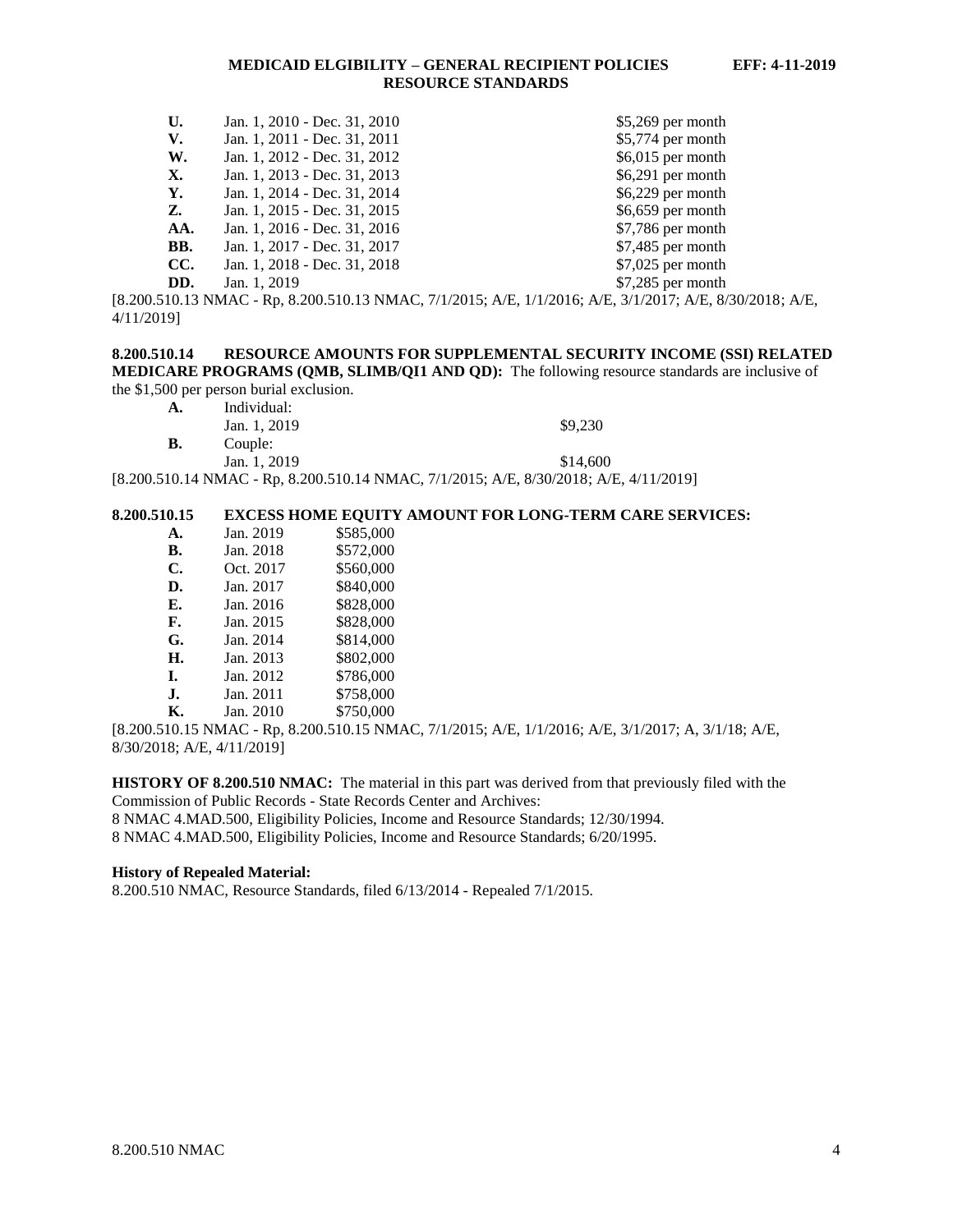| | | |
|---|---|---|
| **U.** | Jan. 1, 2010 - Dec. 31, 2010 | $5,269 per month |
| **V.** | Jan. 1, 2011 - Dec. 31, 2011 | $5,774 per month |
| **W.** | Jan. 1, 2012 - Dec. 31, 2012 | $6,015 per month |
| **X.** | Jan. 1, 2013 - Dec. 31, 2013 | $6,291 per month |
| **Y.** | Jan. 1, 2014 - Dec. 31, 2014 | $6,229 per month |
| **Z.** | Jan. 1, 2015 - Dec. 31, 2015 | $6,659 per month |
| **AA.** | Jan. 1, 2016 - Dec. 31, 2016 | $7,786 per month |
| **BB.** | Jan. 1, 2017 - Dec. 31, 2017 | $7,485 per month |
| **CC.** | Jan. 1, 2018 - Dec. 31, 2018 | $7,025 per month |
| **DD.** | Jan. 1, 2019 | $7,285 per month |

[8.200.510.13 NMAC - Rp, 8.200.510.13 NMAC, 7/1/2015; A/E, 1/1/2016; A/E, 3/1/2017; A/E, 8/30/2018; A/E, 4/11/2019]

**8.200.510.14 RESOURCE AMOUNTS FOR SUPPLEMENTAL SECURITY INCOME (SSI) RELATED MEDICARE PROGRAMS (QMB, SLIMB/QI1 AND QD):** The following resource standards are inclusive of the $1,500 per person burial exclusion.

**A.** Individual:
Jan. 1, 2019 $9,230

**B.** Couple:
Jan. 1, 2019 $14,600

[8.200.510.14 NMAC - Rp, 8.200.510.14 NMAC, 7/1/2015; A/E, 8/30/2018; A/E, 4/11/2019]

**8.200.510.15 EXCESS HOME EQUITY AMOUNT FOR LONG-TERM CARE SERVICES:**

| | | |
|---|---|---|
| **A.** | Jan. 2019 | $585,000 |
| **B.** | Jan. 2018 | $572,000 |
| **C.** | Oct. 2017 | $560,000 |
| **D.** | Jan. 2017 | $840,000 |
| **E.** | Jan. 2016 | $828,000 |
| **F.** | Jan. 2015 | $828,000 |
| **G.** | Jan. 2014 | $814,000 |
| **H.** | Jan. 2013 | $802,000 |
| **I.** | Jan. 2012 | $786,000 |
| **J.** | Jan. 2011 | $758,000 |
| **K.** | Jan. 2010 | $750,000 |

[8.200.510.15 NMAC - Rp, 8.200.510.15 NMAC, 7/1/2015; A/E, 1/1/2016; A/E, 3/1/2017; A, 3/1/18; A/E, 8/30/2018; A/E, 4/11/2019]

**HISTORY OF 8.200.510 NMAC:** The material in this part was derived from that previously filed with the Commission of Public Records - State Records Center and Archives:
8 NMAC 4.MAD.500, Eligibility Policies, Income and Resource Standards; 12/30/1994.
8 NMAC 4.MAD.500, Eligibility Policies, Income and Resource Standards; 6/20/1995.

**History of Repealed Material:**
8.200.510 NMAC, Resource Standards, filed 6/13/2014 - Repealed 7/1/2015.